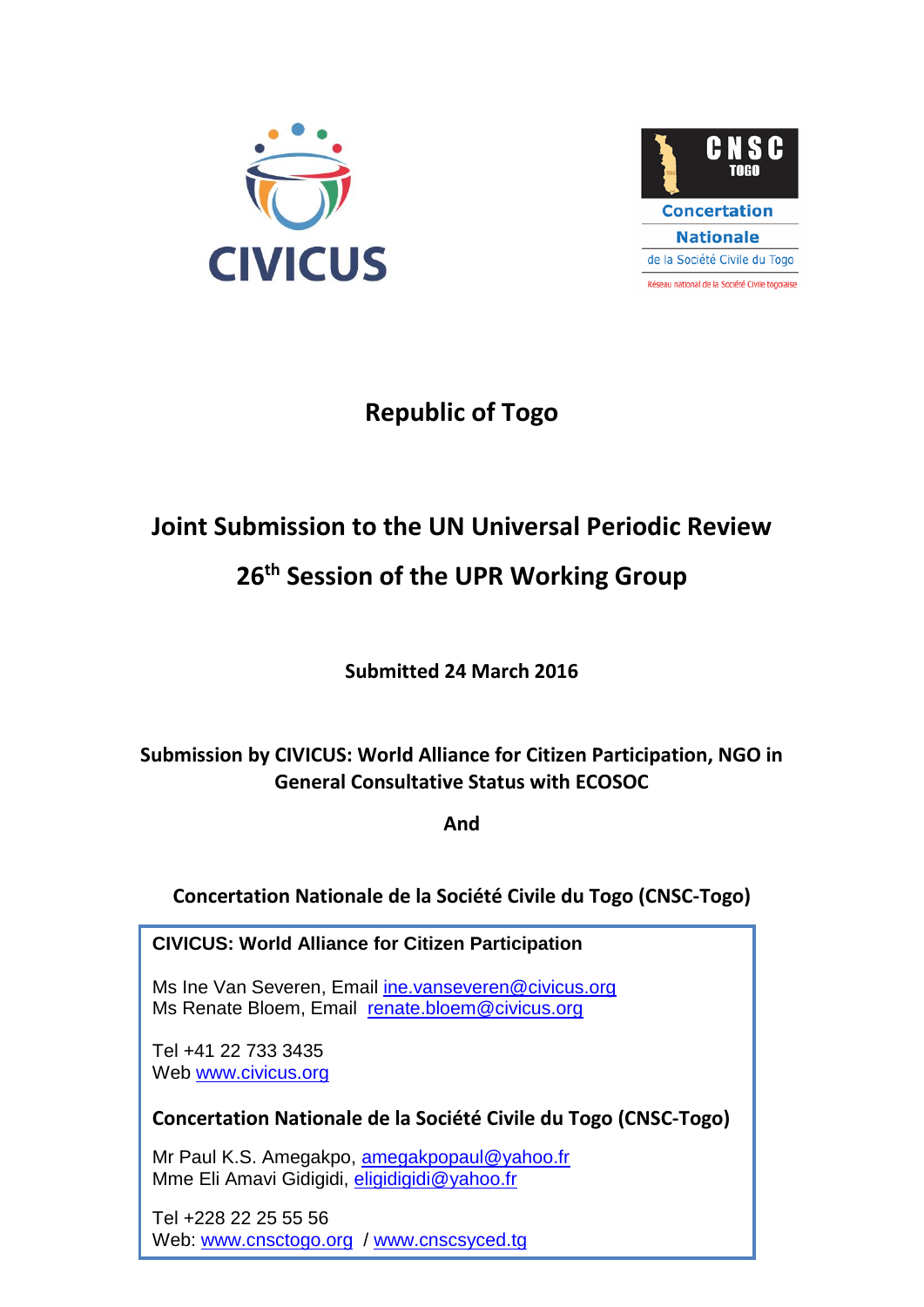CIVICUS

CNSC TOGO
Concertation Nationale de la Société Civile du Togo
Réseau national de la Société Civile togolaise

# Republic of Togo

# Joint Submission to the UN Universal Periodic Review

# 26th Session of the UPR Working Group

**Submitted 24 March 2016**

**Submission by CIVICUS: World Alliance for Citizen Participation, NGO in General Consultative Status with ECOSOC**

**And**

**Concertation Nationale de la Société Civile du Togo (CNSC-Togo)**

**CIVICUS: World Alliance for Citizen Participation**

Ms Ine Van Severen, Email ine.vanseveren@civicus.org
Ms Renate Bloem, Email renate.bloem@civicus.org

Tel +41 22 733 3435
Web www.civicus.org

**Concertation Nationale de la Société Civile du Togo (CNSC-Togo)**

Mr Paul K.S. Amegakpo, amegakpopaul@yahoo.fr
Mme Eli Amavi Gidigidi, eligidigidi@yahoo.fr

Tel +228 22 25 55 56
Web: www.cnsctogo.org / www.cnscsyced.tg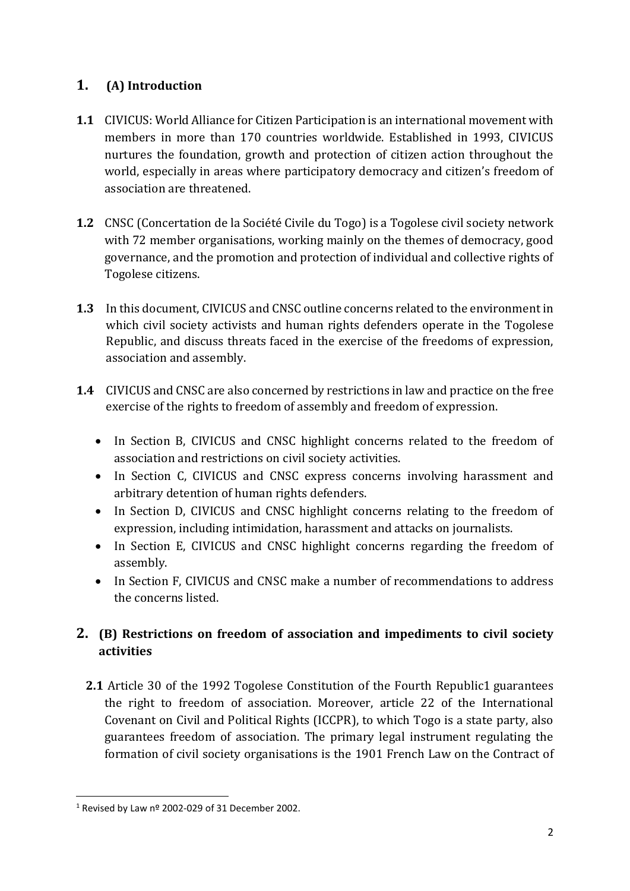## 1. (A) Introduction

**1.1** CIVICUS: World Alliance for Citizen Participation is an international movement with members in more than 170 countries worldwide. Established in 1993, CIVICUS nurtures the foundation, growth and protection of citizen action throughout the world, especially in areas where participatory democracy and citizen's freedom of association are threatened.

**1.2** CNSC (Concertation de la Société Civile du Togo) is a Togolese civil society network with 72 member organisations, working mainly on the themes of democracy, good governance, and the promotion and protection of individual and collective rights of Togolese citizens.

**1.3** In this document, CIVICUS and CNSC outline concerns related to the environment in which civil society activists and human rights defenders operate in the Togolese Republic, and discuss threats faced in the exercise of the freedoms of expression, association and assembly.

**1.4** CIVICUS and CNSC are also concerned by restrictions in law and practice on the free exercise of the rights to freedom of assembly and freedom of expression.

- In Section B, CIVICUS and CNSC highlight concerns related to the freedom of association and restrictions on civil society activities.
- In Section C, CIVICUS and CNSC express concerns involving harassment and arbitrary detention of human rights defenders.
- In Section D, CIVICUS and CNSC highlight concerns relating to the freedom of expression, including intimidation, harassment and attacks on journalists.
- In Section E, CIVICUS and CNSC highlight concerns regarding the freedom of assembly.
- In Section F, CIVICUS and CNSC make a number of recommendations to address the concerns listed.

## 2. (B) Restrictions on freedom of association and impediments to civil society activities

**2.1** Article 30 of the 1992 Togolese Constitution of the Fourth Republic[1] guarantees the right to freedom of association. Moreover, article 22 of the International Covenant on Civil and Political Rights (ICCPR), to which Togo is a state party, also guarantees freedom of association. The primary legal instrument regulating the formation of civil society organisations is the 1901 French Law on the Contract of

[1] Revised by Law nº 2002-029 of 31 December 2002.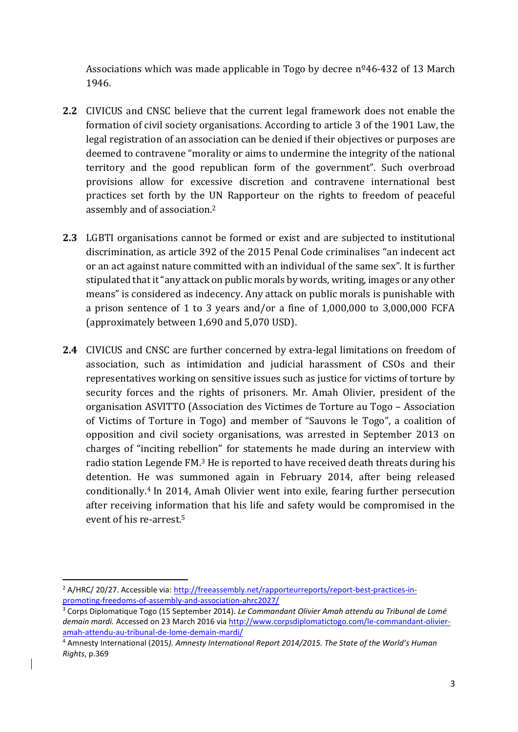Associations which was made applicable in Togo by decree nº46-432 of 13 March 1946.

**2.2** CIVICUS and CNSC believe that the current legal framework does not enable the formation of civil society organisations. According to article 3 of the 1901 Law, the legal registration of an association can be denied if their objectives or purposes are deemed to contravene "morality or aims to undermine the integrity of the national territory and the good republican form of the government". Such overbroad provisions allow for excessive discretion and contravene international best practices set forth by the UN Rapporteur on the rights to freedom of peaceful assembly and of association.[2]

**2.3** LGBTI organisations cannot be formed or exist and are subjected to institutional discrimination, as article 392 of the 2015 Penal Code criminalises "an indecent act or an act against nature committed with an individual of the same sex". It is further stipulated that it "any attack on public morals by words, writing, images or any other means" is considered as indecency. Any attack on public morals is punishable with a prison sentence of 1 to 3 years and/or a fine of 1,000,000 to 3,000,000 FCFA (approximately between 1,690 and 5,070 USD).

**2.4** CIVICUS and CNSC are further concerned by extra-legal limitations on freedom of association, such as intimidation and judicial harassment of CSOs and their representatives working on sensitive issues such as justice for victims of torture by security forces and the rights of prisoners. Mr. Amah Olivier, president of the organisation ASVITTO (Association des Victimes de Torture au Togo – Association of Victims of Torture in Togo) and member of "Sauvons le Togo", a coalition of opposition and civil society organisations, was arrested in September 2013 on charges of "inciting rebellion" for statements he made during an interview with radio station Legende FM.[3] He is reported to have received death threats during his detention. He was summoned again in February 2014, after being released conditionally.[4] In 2014, Amah Olivier went into exile, fearing further persecution after receiving information that his life and safety would be compromised in the event of his re-arrest.[5]

---

[2] A/HRC/ 20/27. Accessible via: http://freeassembly.net/rapporteurreports/report-best-practices-in-promoting-freedoms-of-assembly-and-association-ahrc2027/

[3] Corps Diplomatique Togo (15 September 2014). *Le Commandant Olivier Amah attendu au Tribunal de Lomé demain mardi.* Accessed on 23 March 2016 via http://www.corpsdiplomatictogo.com/le-commandant-olivier-amah-attendu-au-tribunal-de-lome-demain-mardi/

[4] Amnesty International (2015*). Amnesty International Report 2014/2015. The State of the World's Human Rights*, p.369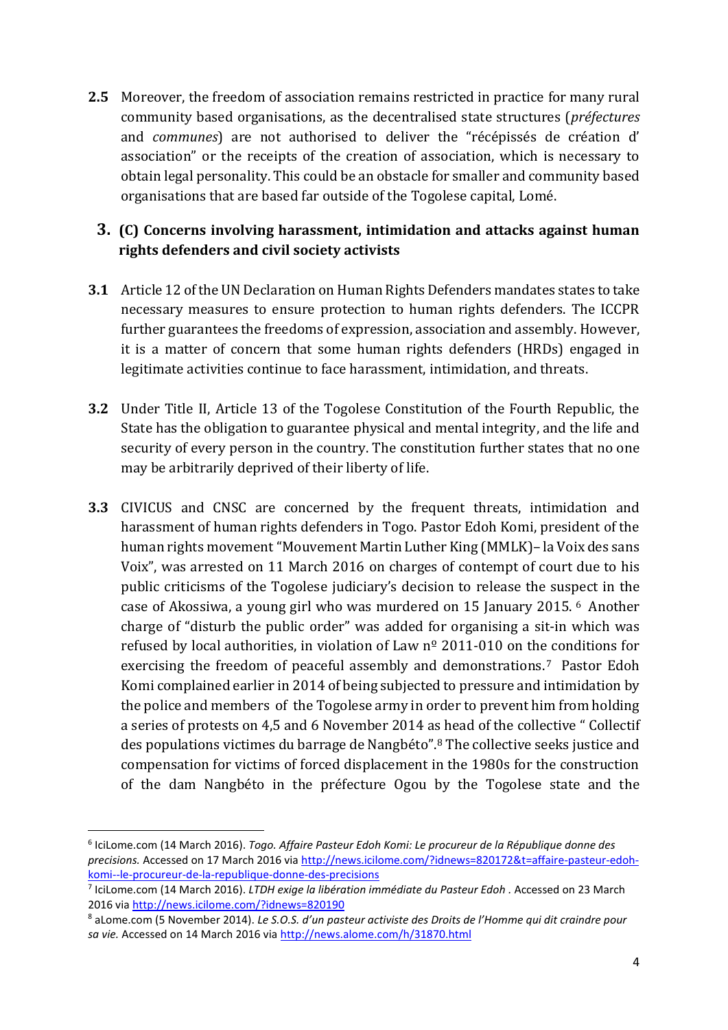**2.5** Moreover, the freedom of association remains restricted in practice for many rural community based organisations, as the decentralised state structures (*préfectures* and *communes*) are not authorised to deliver the "récépissés de création d' association" or the receipts of the creation of association, which is necessary to obtain legal personality. This could be an obstacle for smaller and community based organisations that are based far outside of the Togolese capital, Lomé.

## 3. (C) Concerns involving harassment, intimidation and attacks against human rights defenders and civil society activists

**3.1** Article 12 of the UN Declaration on Human Rights Defenders mandates states to take necessary measures to ensure protection to human rights defenders. The ICCPR further guarantees the freedoms of expression, association and assembly. However, it is a matter of concern that some human rights defenders (HRDs) engaged in legitimate activities continue to face harassment, intimidation, and threats.

**3.2** Under Title II, Article 13 of the Togolese Constitution of the Fourth Republic, the State has the obligation to guarantee physical and mental integrity, and the life and security of every person in the country. The constitution further states that no one may be arbitrarily deprived of their liberty of life.

**3.3** CIVICUS and CNSC are concerned by the frequent threats, intimidation and harassment of human rights defenders in Togo. Pastor Edoh Komi, president of the human rights movement "Mouvement Martin Luther King (MMLK)– la Voix des sans Voix", was arrested on 11 March 2016 on charges of contempt of court due to his public criticisms of the Togolese judiciary's decision to release the suspect in the case of Akossiwa, a young girl who was murdered on 15 January 2015. [6] Another charge of "disturb the public order" was added for organising a sit-in which was refused by local authorities, in violation of Law nº 2011-010 on the conditions for exercising the freedom of peaceful assembly and demonstrations.[7] Pastor Edoh Komi complained earlier in 2014 of being subjected to pressure and intimidation by the police and members of the Togolese army in order to prevent him from holding a series of protests on 4,5 and 6 November 2014 as head of the collective " Collectif des populations victimes du barrage de Nangbéto".[8] The collective seeks justice and compensation for victims of forced displacement in the 1980s for the construction of the dam Nangbéto in the préfecture Ogou by the Togolese state and the

---

[6] IciLome.com (14 March 2016). *Togo. Affaire Pasteur Edoh Komi: Le procureur de la République donne des precisions.* Accessed on 17 March 2016 via http://news.icilome.com/?idnews=820172&t=affaire-pasteur-edoh-komi--le-procureur-de-la-republique-donne-des-precisions

[7] IciLome.com (14 March 2016). *LTDH exige la libération immédiate du Pasteur Edoh .* Accessed on 23 March 2016 via http://news.icilome.com/?idnews=820190

[8] aLome.com (5 November 2014). *Le S.O.S. d'un pasteur activiste des Droits de l'Homme qui dit craindre pour sa vie.* Accessed on 14 March 2016 via http://news.alome.com/h/31870.html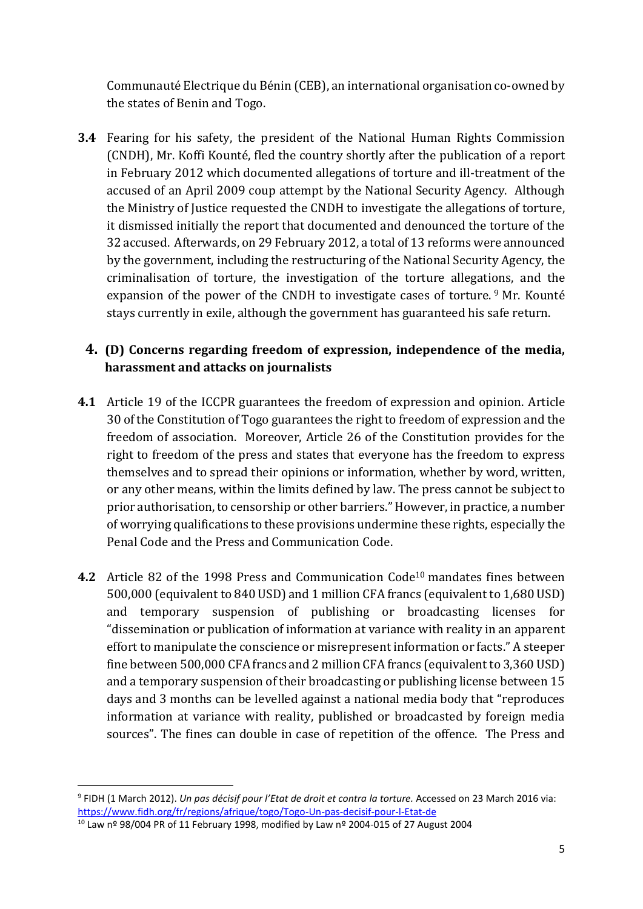Communauté Electrique du Bénin (CEB), an international organisation co-owned by the states of Benin and Togo.

**3.4** Fearing for his safety, the president of the National Human Rights Commission (CNDH), Mr. Koffi Kounté, fled the country shortly after the publication of a report in February 2012 which documented allegations of torture and ill-treatment of the accused of an April 2009 coup attempt by the National Security Agency. Although the Ministry of Justice requested the CNDH to investigate the allegations of torture, it dismissed initially the report that documented and denounced the torture of the 32 accused. Afterwards, on 29 February 2012, a total of 13 reforms were announced by the government, including the restructuring of the National Security Agency, the criminalisation of torture, the investigation of the torture allegations, and the expansion of the power of the CNDH to investigate cases of torture.[9] Mr. Kounté stays currently in exile, although the government has guaranteed his safe return.

## 4. (D) Concerns regarding freedom of expression, independence of the media, harassment and attacks on journalists

**4.1** Article 19 of the ICCPR guarantees the freedom of expression and opinion. Article 30 of the Constitution of Togo guarantees the right to freedom of expression and the freedom of association. Moreover, Article 26 of the Constitution provides for the right to freedom of the press and states that everyone has the freedom to express themselves and to spread their opinions or information, whether by word, written, or any other means, within the limits defined by law. The press cannot be subject to prior authorisation, to censorship or other barriers." However, in practice, a number of worrying qualifications to these provisions undermine these rights, especially the Penal Code and the Press and Communication Code.

**4.2** Article 82 of the 1998 Press and Communication Code[10] mandates fines between 500,000 (equivalent to 840 USD) and 1 million CFA francs (equivalent to 1,680 USD) and temporary suspension of publishing or broadcasting licenses for "dissemination or publication of information at variance with reality in an apparent effort to manipulate the conscience or misrepresent information or facts." A steeper fine between 500,000 CFA francs and 2 million CFA francs (equivalent to 3,360 USD) and a temporary suspension of their broadcasting or publishing license between 15 days and 3 months can be levelled against a national media body that "reproduces information at variance with reality, published or broadcasted by foreign media sources". The fines can double in case of repetition of the offence. The Press and

---

[9] FIDH (1 March 2012). *Un pas décisif pour l'Etat de droit et contra la torture.* Accessed on 23 March 2016 via: https://www.fidh.org/fr/regions/afrique/togo/Togo-Un-pas-decisif-pour-l-Etat-de

[10] Law nº 98/004 PR of 11 February 1998, modified by Law nº 2004-015 of 27 August 2004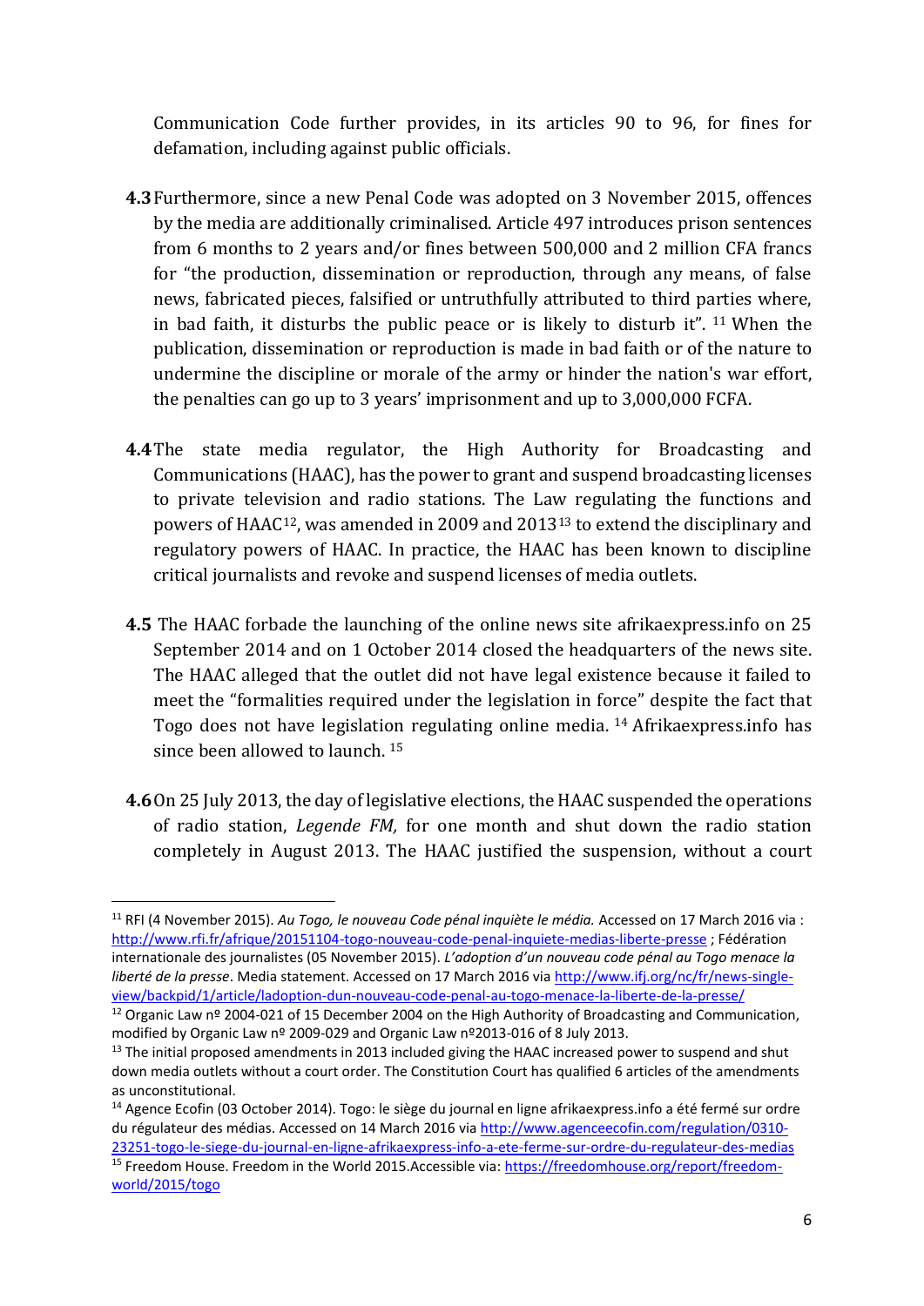Communication Code further provides, in its articles 90 to 96, for fines for defamation, including against public officials.

**4.3** Furthermore, since a new Penal Code was adopted on 3 November 2015, offences by the media are additionally criminalised. Article 497 introduces prison sentences from 6 months to 2 years and/or fines between 500,000 and 2 million CFA francs for "the production, dissemination or reproduction, through any means, of false news, fabricated pieces, falsified or untruthfully attributed to third parties where, in bad faith, it disturbs the public peace or is likely to disturb it". [11] When the publication, dissemination or reproduction is made in bad faith or of the nature to undermine the discipline or morale of the army or hinder the nation's war effort, the penalties can go up to 3 years' imprisonment and up to 3,000,000 FCFA.

**4.4** The state media regulator, the High Authority for Broadcasting and Communications (HAAC), has the power to grant and suspend broadcasting licenses to private television and radio stations. The Law regulating the functions and powers of HAAC[12], was amended in 2009 and 2013[13] to extend the disciplinary and regulatory powers of HAAC. In practice, the HAAC has been known to discipline critical journalists and revoke and suspend licenses of media outlets.

**4.5** The HAAC forbade the launching of the online news site afrikaexpress.info on 25 September 2014 and on 1 October 2014 closed the headquarters of the news site. The HAAC alleged that the outlet did not have legal existence because it failed to meet the "formalities required under the legislation in force" despite the fact that Togo does not have legislation regulating online media. [14] Afrikaexpress.info has since been allowed to launch. [15]

**4.6** On 25 July 2013, the day of legislative elections, the HAAC suspended the operations of radio station, *Legende FM,* for one month and shut down the radio station completely in August 2013. The HAAC justified the suspension, without a court

---

[11] RFI (4 November 2015). *Au Togo, le nouveau Code pénal inquiète le média.* Accessed on 17 March 2016 via : http://www.rfi.fr/afrique/20151104-togo-nouveau-code-penal-inquiete-medias-liberte-presse ; Fédération internationale des journalistes (05 November 2015). *L'adoption d'un nouveau code pénal au Togo menace la liberté de la presse*. Media statement. Accessed on 17 March 2016 via http://www.ifj.org/nc/fr/news-single-view/backpid/1/article/ladoption-dun-nouveau-code-penal-au-togo-menace-la-liberte-de-la-presse/

[12] Organic Law nº 2004-021 of 15 December 2004 on the High Authority of Broadcasting and Communication, modified by Organic Law nº 2009-029 and Organic Law nº2013-016 of 8 July 2013.

[13] The initial proposed amendments in 2013 included giving the HAAC increased power to suspend and shut down media outlets without a court order. The Constitution Court has qualified 6 articles of the amendments as unconstitutional.

[14] Agence Ecofin (03 October 2014). Togo: le siège du journal en ligne afrikaexpress.info a été fermé sur ordre du régulateur des médias. Accessed on 14 March 2016 via http://www.agenceecofin.com/regulation/0310-23251-togo-le-siege-du-journal-en-ligne-afrikaexpress-info-a-ete-ferme-sur-ordre-du-regulateur-des-medias

[15] Freedom House. Freedom in the World 2015.Accessible via: https://freedomhouse.org/report/freedom-world/2015/togo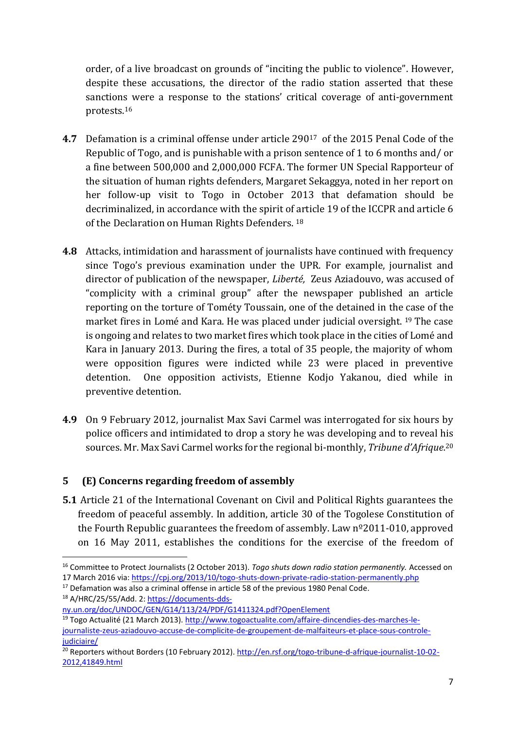order, of a live broadcast on grounds of "inciting the public to violence". However, despite these accusations, the director of the radio station asserted that these sanctions were a response to the stations' critical coverage of anti-government protests.[16]

**4.7** Defamation is a criminal offense under article 290[17] of the 2015 Penal Code of the Republic of Togo, and is punishable with a prison sentence of 1 to 6 months and/ or a fine between 500,000 and 2,000,000 FCFA. The former UN Special Rapporteur of the situation of human rights defenders, Margaret Sekaggya, noted in her report on her follow-up visit to Togo in October 2013 that defamation should be decriminalized, in accordance with the spirit of article 19 of the ICCPR and article 6 of the Declaration on Human Rights Defenders.[18]

**4.8** Attacks, intimidation and harassment of journalists have continued with frequency since Togo's previous examination under the UPR. For example, journalist and director of publication of the newspaper, *Liberté,* Zeus Aziadouvo, was accused of "complicity with a criminal group" after the newspaper published an article reporting on the torture of Tométy Toussain, one of the detained in the case of the market fires in Lomé and Kara. He was placed under judicial oversight.[19] The case is ongoing and relates to two market fires which took place in the cities of Lomé and Kara in January 2013. During the fires, a total of 35 people, the majority of whom were opposition figures were indicted while 23 were placed in preventive detention. One opposition activists, Etienne Kodjo Yakanou, died while in preventive detention.

**4.9** On 9 February 2012, journalist Max Savi Carmel was interrogated for six hours by police officers and intimidated to drop a story he was developing and to reveal his sources. Mr. Max Savi Carmel works for the regional bi-monthly, *Tribune d'Afrique.*[20]

## 5 (E) Concerns regarding freedom of assembly

**5.1** Article 21 of the International Covenant on Civil and Political Rights guarantees the freedom of peaceful assembly. In addition, article 30 of the Togolese Constitution of the Fourth Republic guarantees the freedom of assembly. Law nº2011-010, approved on 16 May 2011, establishes the conditions for the exercise of the freedom of

---

[16] Committee to Protect Journalists (2 October 2013). *Togo shuts down radio station permanently.* Accessed on 17 March 2016 via: https://cpj.org/2013/10/togo-shuts-down-private-radio-station-permanently.php

[17] Defamation was also a criminal offense in article 58 of the previous 1980 Penal Code.

[18] A/HRC/25/55/Add. 2: https://documents-dds-ny.un.org/doc/UNDOC/GEN/G14/113/24/PDF/G1411324.pdf?OpenElement

[19] Togo Actualité (21 March 2013). http://www.togoactualite.com/affaire-dincendies-des-marches-le-journaliste-zeus-aziadouvo-accuse-de-complicite-de-groupement-de-malfaiteurs-et-place-sous-controle-judiciaire/

[20] Reporters without Borders (10 February 2012). http://en.rsf.org/togo-tribune-d-afrique-journalist-10-02-2012,41849.html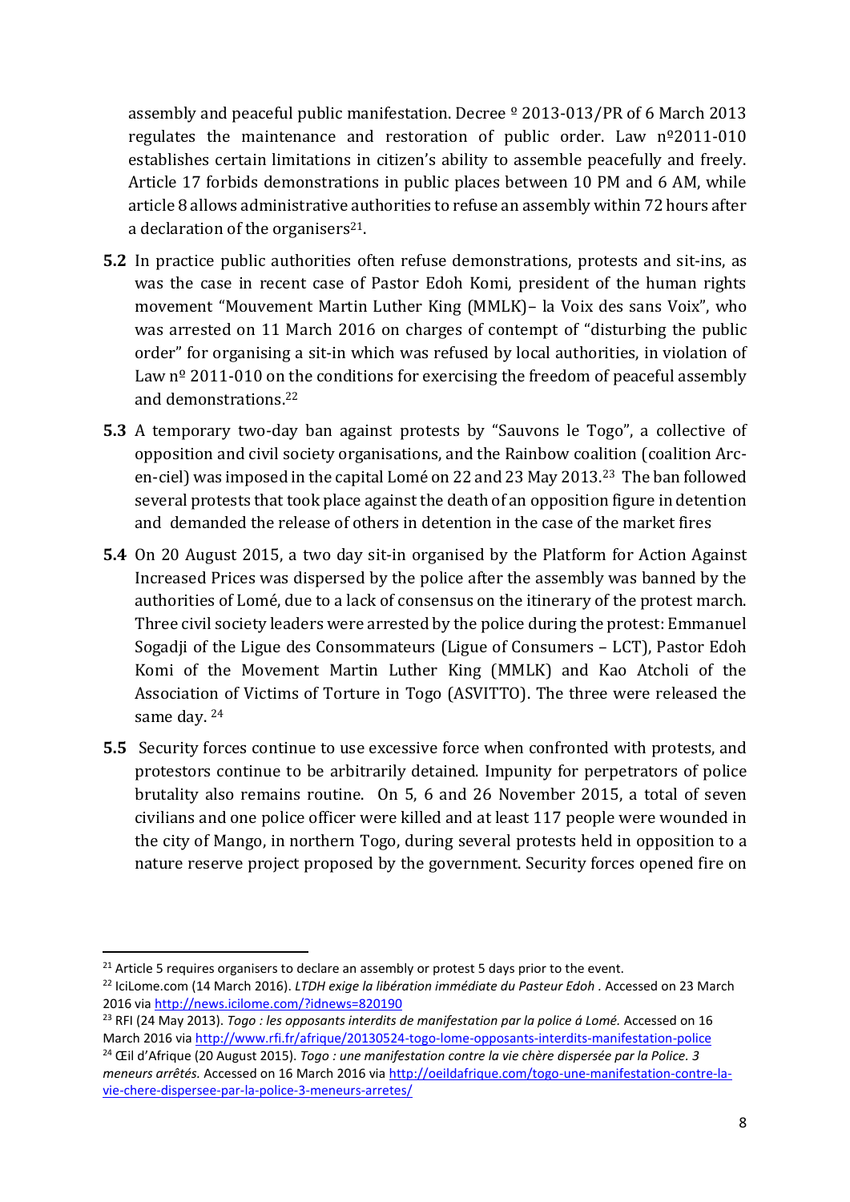assembly and peaceful public manifestation. Decree º 2013-013/PR of 6 March 2013 regulates the maintenance and restoration of public order. Law nº2011-010 establishes certain limitations in citizen's ability to assemble peacefully and freely. Article 17 forbids demonstrations in public places between 10 PM and 6 AM, while article 8 allows administrative authorities to refuse an assembly within 72 hours after a declaration of the organisers[21].

**5.2** In practice public authorities often refuse demonstrations, protests and sit-ins, as was the case in recent case of Pastor Edoh Komi, president of the human rights movement "Mouvement Martin Luther King (MMLK)– la Voix des sans Voix", who was arrested on 11 March 2016 on charges of contempt of "disturbing the public order" for organising a sit-in which was refused by local authorities, in violation of Law nº 2011-010 on the conditions for exercising the freedom of peaceful assembly and demonstrations.[22]

**5.3** A temporary two-day ban against protests by "Sauvons le Togo", a collective of opposition and civil society organisations, and the Rainbow coalition (coalition Arc-en-ciel) was imposed in the capital Lomé on 22 and 23 May 2013.[23] The ban followed several protests that took place against the death of an opposition figure in detention and demanded the release of others in detention in the case of the market fires

**5.4** On 20 August 2015, a two day sit-in organised by the Platform for Action Against Increased Prices was dispersed by the police after the assembly was banned by the authorities of Lomé, due to a lack of consensus on the itinerary of the protest march. Three civil society leaders were arrested by the police during the protest: Emmanuel Sogadji of the Ligue des Consommateurs (Ligue of Consumers – LCT), Pastor Edoh Komi of the Movement Martin Luther King (MMLK) and Kao Atcholi of the Association of Victims of Torture in Togo (ASVITTO). The three were released the same day. [24]

**5.5** Security forces continue to use excessive force when confronted with protests, and protestors continue to be arbitrarily detained. Impunity for perpetrators of police brutality also remains routine. On 5, 6 and 26 November 2015, a total of seven civilians and one police officer were killed and at least 117 people were wounded in the city of Mango, in northern Togo, during several protests held in opposition to a nature reserve project proposed by the government. Security forces opened fire on

---

[21] Article 5 requires organisers to declare an assembly or protest 5 days prior to the event.

[22] IciLome.com (14 March 2016). *LTDH exige la libération immédiate du Pasteur Edoh* . Accessed on 23 March 2016 via http://news.icilome.com/?idnews=820190

[23] RFI (24 May 2013). *Togo : les opposants interdits de manifestation par la police á Lomé.* Accessed on 16 March 2016 via http://www.rfi.fr/afrique/20130524-togo-lome-opposants-interdits-manifestation-police

[24] Œil d'Afrique (20 August 2015). *Togo : une manifestation contre la vie chère dispersée par la Police. 3 meneurs arrêtés.* Accessed on 16 March 2016 via http://oeildafrique.com/togo-une-manifestation-contre-la-vie-chere-dispersee-par-la-police-3-meneurs-arretes/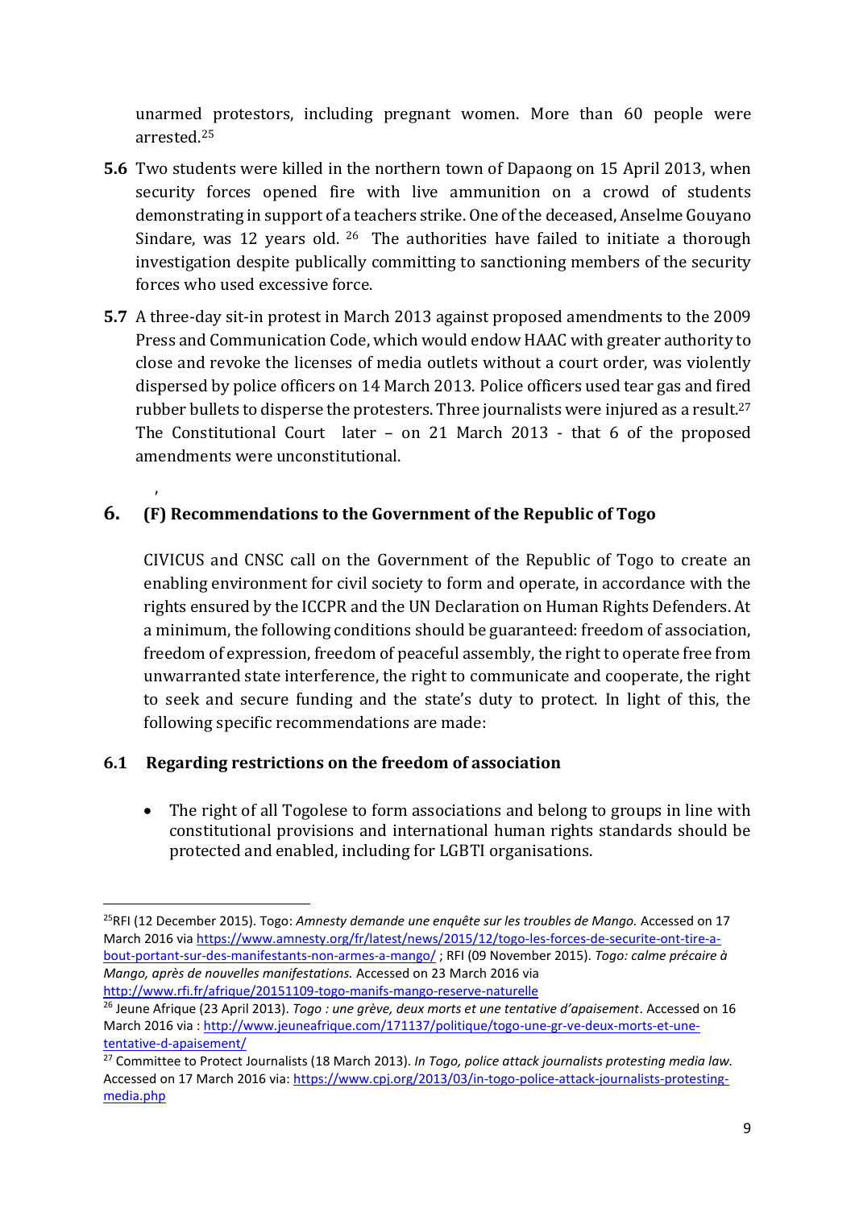unarmed protestors, including pregnant women. More than 60 people were arrested.[25]

**5.6** Two students were killed in the northern town of Dapaong on 15 April 2013, when security forces opened fire with live ammunition on a crowd of students demonstrating in support of a teachers strike. One of the deceased, Anselme Gouyano Sindare, was 12 years old. [26] The authorities have failed to initiate a thorough investigation despite publically committing to sanctioning members of the security forces who used excessive force.

**5.7** A three-day sit-in protest in March 2013 against proposed amendments to the 2009 Press and Communication Code, which would endow HAAC with greater authority to close and revoke the licenses of media outlets without a court order, was violently dispersed by police officers on 14 March 2013. Police officers used tear gas and fired rubber bullets to disperse the protesters. Three journalists were injured as a result.[27] The Constitutional Court later – on 21 March 2013 - that 6 of the proposed amendments were unconstitutional.

,

## 6. (F) Recommendations to the Government of the Republic of Togo

CIVICUS and CNSC call on the Government of the Republic of Togo to create an enabling environment for civil society to form and operate, in accordance with the rights ensured by the ICCPR and the UN Declaration on Human Rights Defenders. At a minimum, the following conditions should be guaranteed: freedom of association, freedom of expression, freedom of peaceful assembly, the right to operate free from unwarranted state interference, the right to communicate and cooperate, the right to seek and secure funding and the state's duty to protect. In light of this, the following specific recommendations are made:

### 6.1 Regarding restrictions on the freedom of association

- The right of all Togolese to form associations and belong to groups in line with constitutional provisions and international human rights standards should be protected and enabled, including for LGBTI organisations.

---

[25] RFI (12 December 2015). Togo: *Amnesty demande une enquête sur les troubles de Mango.* Accessed on 17 March 2016 via https://www.amnesty.org/fr/latest/news/2015/12/togo-les-forces-de-securite-ont-tire-a-bout-portant-sur-des-manifestants-non-armes-a-mango/ ; RFI (09 November 2015). *Togo: calme précaire à Mango, après de nouvelles manifestations.* Accessed on 23 March 2016 via http://www.rfi.fr/afrique/20151109-togo-manifs-mango-reserve-naturelle

[26] Jeune Afrique (23 April 2013). *Togo : une grève, deux morts et une tentative d'apaisement*. Accessed on 16 March 2016 via : http://www.jeuneafrique.com/171137/politique/togo-une-gr-ve-deux-morts-et-une-tentative-d-apaisement/

[27] Committee to Protect Journalists (18 March 2013). *In Togo, police attack journalists protesting media law.* Accessed on 17 March 2016 via: https://www.cpj.org/2013/03/in-togo-police-attack-journalists-protesting-media.php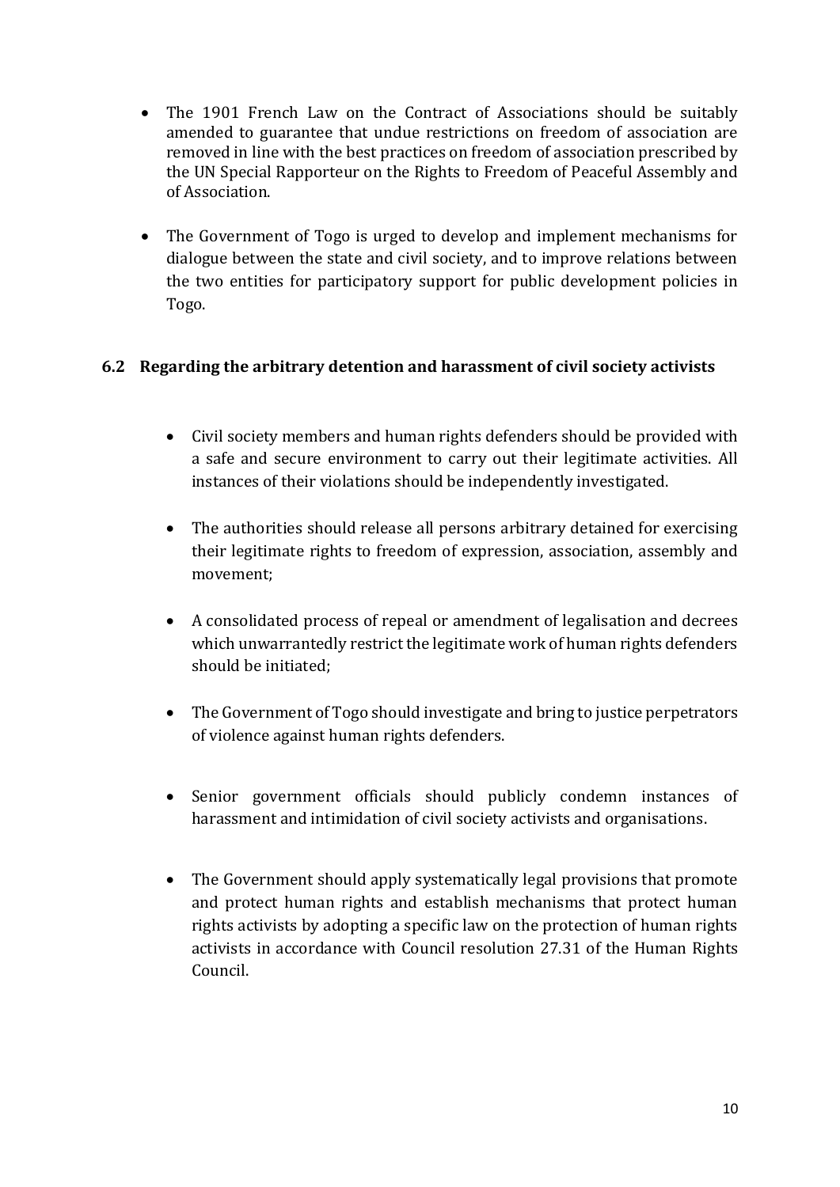- The 1901 French Law on the Contract of Associations should be suitably amended to guarantee that undue restrictions on freedom of association are removed in line with the best practices on freedom of association prescribed by the UN Special Rapporteur on the Rights to Freedom of Peaceful Assembly and of Association.

- The Government of Togo is urged to develop and implement mechanisms for dialogue between the state and civil society, and to improve relations between the two entities for participatory support for public development policies in Togo.

### 6.2 Regarding the arbitrary detention and harassment of civil society activists

- Civil society members and human rights defenders should be provided with a safe and secure environment to carry out their legitimate activities. All instances of their violations should be independently investigated.

- The authorities should release all persons arbitrary detained for exercising their legitimate rights to freedom of expression, association, assembly and movement;

- A consolidated process of repeal or amendment of legalisation and decrees which unwarrantedly restrict the legitimate work of human rights defenders should be initiated;

- The Government of Togo should investigate and bring to justice perpetrators of violence against human rights defenders.

- Senior government officials should publicly condemn instances of harassment and intimidation of civil society activists and organisations.

- The Government should apply systematically legal provisions that promote and protect human rights and establish mechanisms that protect human rights activists by adopting a specific law on the protection of human rights activists in accordance with Council resolution 27.31 of the Human Rights Council.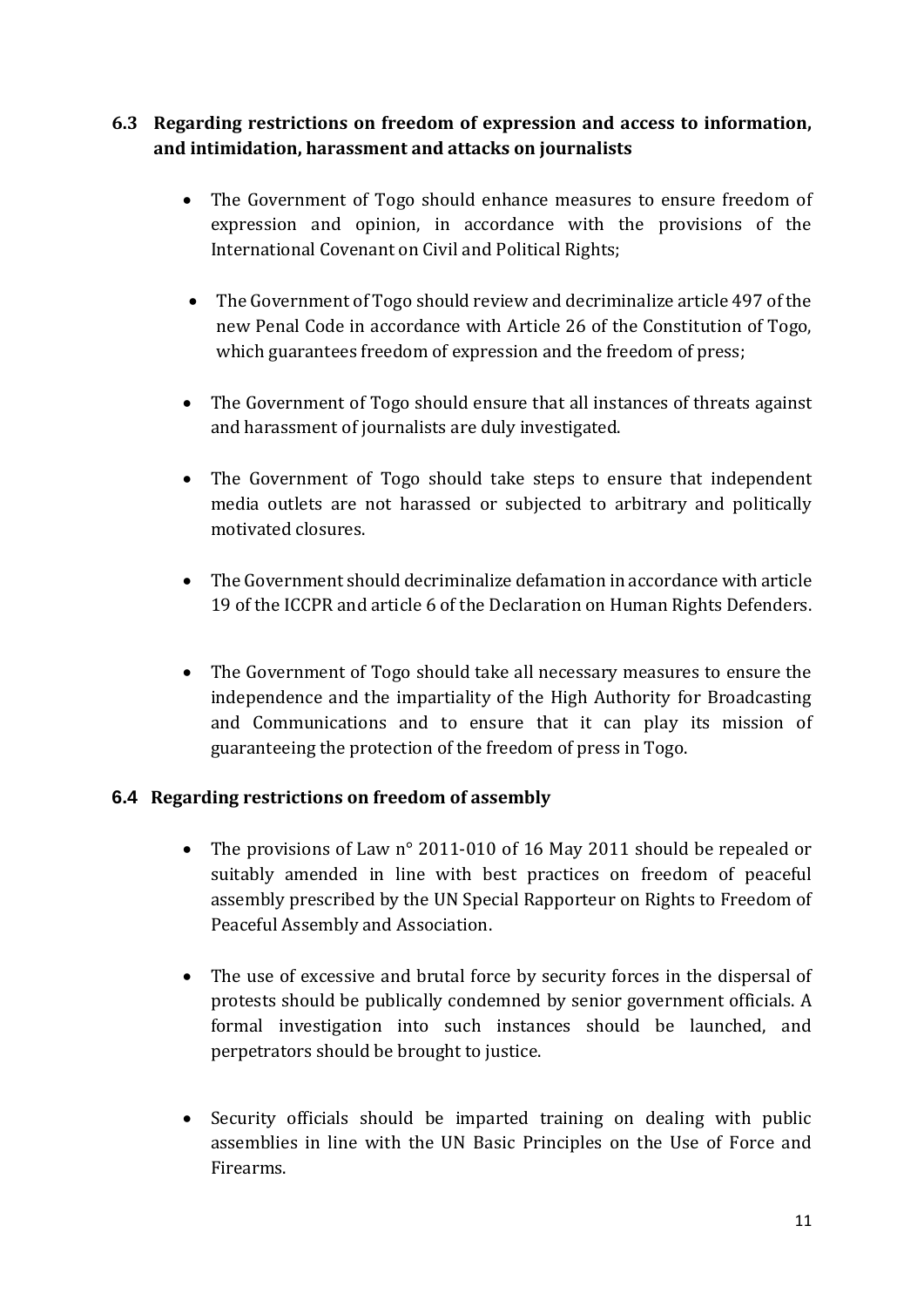### 6.3 Regarding restrictions on freedom of expression and access to information, and intimidation, harassment and attacks on journalists

- The Government of Togo should enhance measures to ensure freedom of expression and opinion, in accordance with the provisions of the International Covenant on Civil and Political Rights;
- The Government of Togo should review and decriminalize article 497 of the new Penal Code in accordance with Article 26 of the Constitution of Togo, which guarantees freedom of expression and the freedom of press;
- The Government of Togo should ensure that all instances of threats against and harassment of journalists are duly investigated.
- The Government of Togo should take steps to ensure that independent media outlets are not harassed or subjected to arbitrary and politically motivated closures.
- The Government should decriminalize defamation in accordance with article 19 of the ICCPR and article 6 of the Declaration on Human Rights Defenders.
- The Government of Togo should take all necessary measures to ensure the independence and the impartiality of the High Authority for Broadcasting and Communications and to ensure that it can play its mission of guaranteeing the protection of the freedom of press in Togo.

### 6.4 Regarding restrictions on freedom of assembly

- The provisions of Law n° 2011-010 of 16 May 2011 should be repealed or suitably amended in line with best practices on freedom of peaceful assembly prescribed by the UN Special Rapporteur on Rights to Freedom of Peaceful Assembly and Association.
- The use of excessive and brutal force by security forces in the dispersal of protests should be publically condemned by senior government officials. A formal investigation into such instances should be launched, and perpetrators should be brought to justice.
- Security officials should be imparted training on dealing with public assemblies in line with the UN Basic Principles on the Use of Force and Firearms.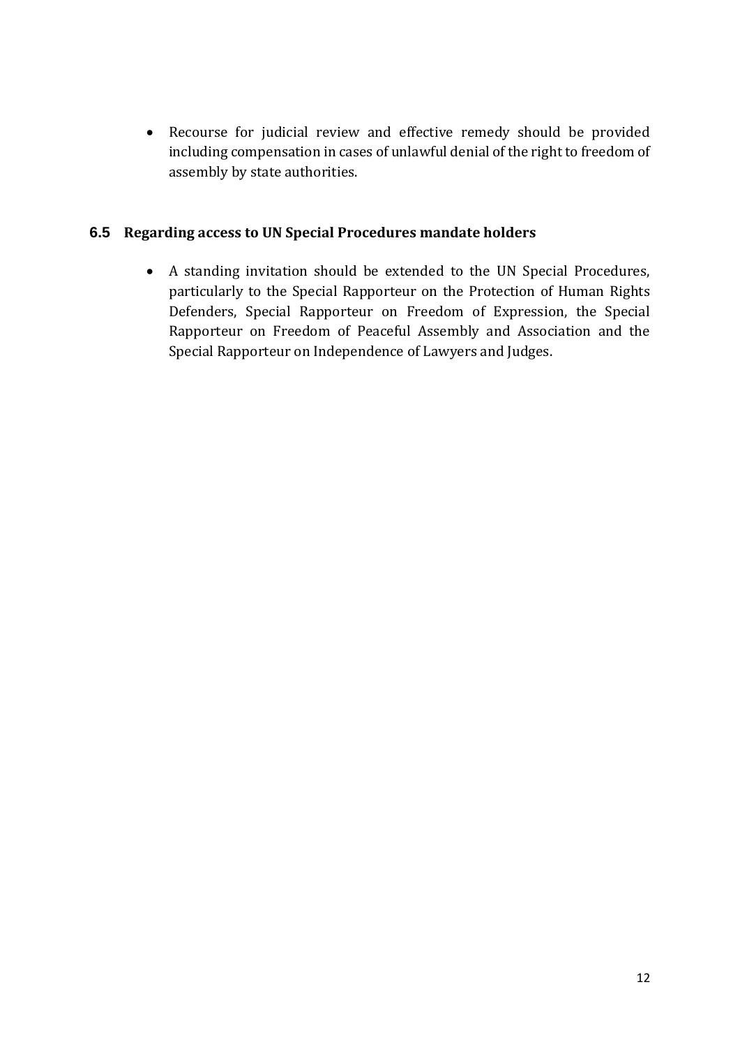- Recourse for judicial review and effective remedy should be provided including compensation in cases of unlawful denial of the right to freedom of assembly by state authorities.

### 6.5 Regarding access to UN Special Procedures mandate holders

- A standing invitation should be extended to the UN Special Procedures, particularly to the Special Rapporteur on the Protection of Human Rights Defenders, Special Rapporteur on Freedom of Expression, the Special Rapporteur on Freedom of Peaceful Assembly and Association and the Special Rapporteur on Independence of Lawyers and Judges.